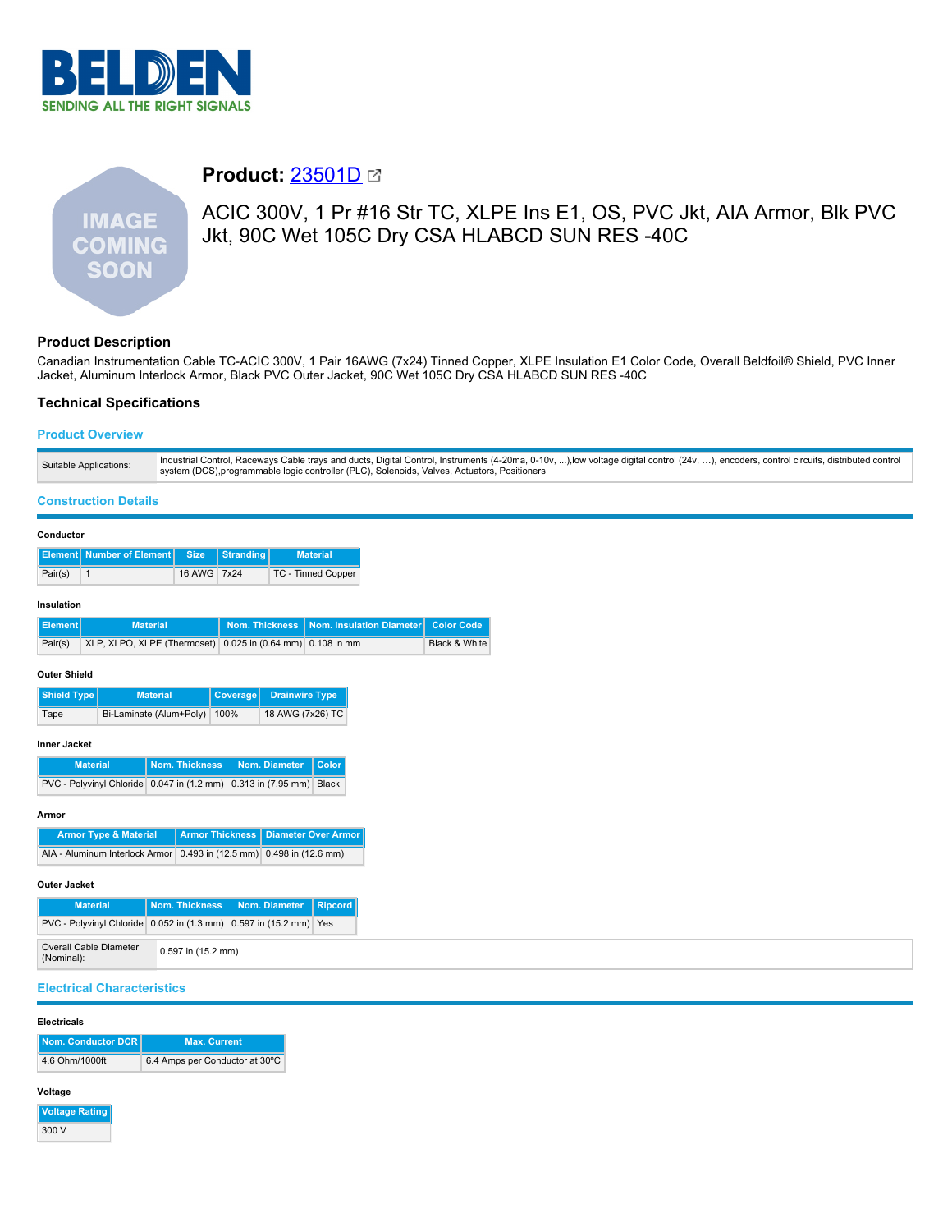# Product: 23501D

ACIC 300V, 1 Pr #16 Str TC, XLPE Ins E1, OS, PVC Jkt, AIA Armor, Blk PVC Jkt, 90C Wet 105C Dry CSA HLABCD SUN RES -40C

## Product Description

Canadian Instrumentation Cable TC-ACIC 300V, 1 Pair 16AWG (7x24) Tinned Copper, XLPE Insulation E1 Color Code, Overall Beldfoil® Shield, PVC Inner Jacket, Aluminum Interlock Armor, Black PVC Outer Jacket, 90C Wet 105C Dry CSA HLABCD SUN RES -40C

## Technical Specifications

### Product Overview

| | |
|---|---|
| Suitable Applications: | Industrial Control, Raceways Cable trays and ducts, Digital Control, Instruments (4-20ma, 0-10v, ...),low voltage digital control (24v, …), encoders, control circuits, distributed control system (DCS),programmable logic controller (PLC), Solenoids, Valves, Actuators, Positioners |

### Construction Details

#### Conductor

| Element | Number of Element | Size | Stranding | Material |
|---|---|---|---|---|
| Pair(s) | 1 | 16 AWG | 7x24 | TC - Tinned Copper |

#### Insulation

| Element | Material | Nom. Thickness | Nom. Insulation Diameter | Color Code |
|---|---|---|---|---|
| Pair(s) | XLP, XLPO, XLPE (Thermoset) | 0.025 in (0.64 mm) | 0.108 in mm | Black & White |

#### Outer Shield

| Shield Type | Material | Coverage | Drainwire Type |
|---|---|---|---|
| Tape | Bi-Laminate (Alum+Poly) | 100% | 18 AWG (7x26) TC |

#### Inner Jacket

| Material | Nom. Thickness | Nom. Diameter | Color |
|---|---|---|---|
| PVC - Polyvinyl Chloride | 0.047 in (1.2 mm) | 0.313 in (7.95 mm) | Black |

#### Armor

| Armor Type & Material | Armor Thickness | Diameter Over Armor |
|---|---|---|
| AIA - Aluminum Interlock Armor | 0.493 in (12.5 mm) | 0.498 in (12.6 mm) |

#### Outer Jacket

| Material | Nom. Thickness | Nom. Diameter | Ripcord |
|---|---|---|---|
| PVC - Polyvinyl Chloride | 0.052 in (1.3 mm) | 0.597 in (15.2 mm) | Yes |

| | |
|---|---|
| Overall Cable Diameter (Nominal): | 0.597 in (15.2 mm) |

### Electrical Characteristics

#### Electricals

| Nom. Conductor DCR | Max. Current |
|---|---|
| 4.6 Ohm/1000ft | 6.4 Amps per Conductor at 30ºC |

#### Voltage

| Voltage Rating |
|---|
| 300 V |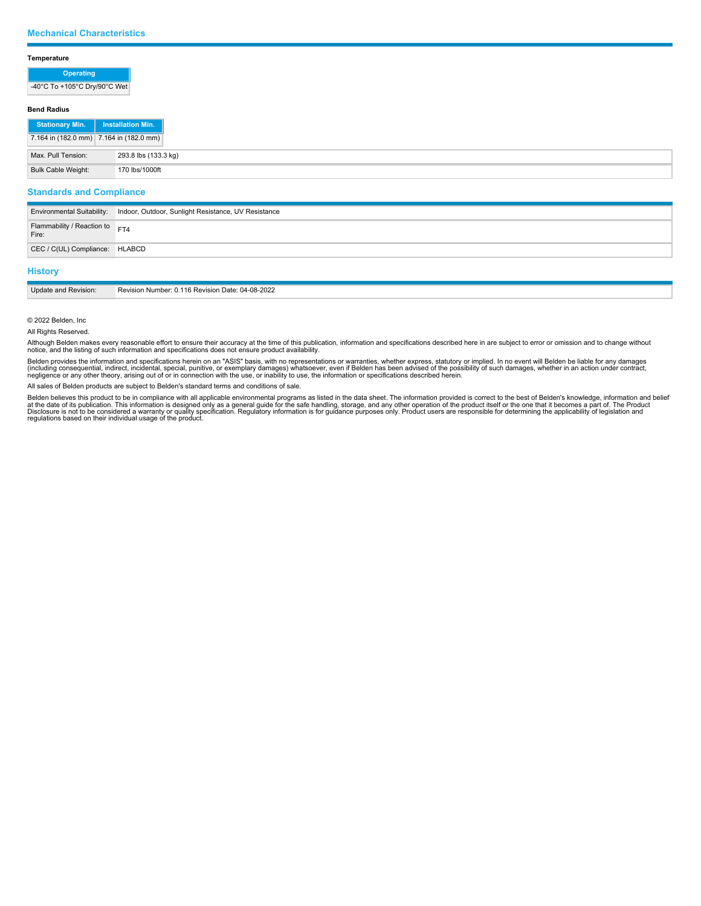## Mechanical Characteristics

**Temperature**

| Operating |
|---|
| -40°C To +105°C Dry/90°C Wet |

**Bend Radius**

| Stationary Min. | Installation Min. |
|---|---|
| 7.164 in (182.0 mm) | 7.164 in (182.0 mm) |

| | |
|---|---|
| Max. Pull Tension: | 293.8 lbs (133.3 kg) |
| Bulk Cable Weight: | 170 lbs/1000ft |

## Standards and Compliance

| | |
|---|---|
| Environmental Suitability: | Indoor, Outdoor, Sunlight Resistance, UV Resistance |
| Flammability / Reaction to Fire: | FT4 |
| CEC / C(UL) Compliance: | HLABCD |

## History

| | |
|---|---|
| Update and Revision: | Revision Number: 0.116 Revision Date: 04-08-2022 |

© 2022 Belden, Inc

All Rights Reserved.

Although Belden makes every reasonable effort to ensure their accuracy at the time of this publication, information and specifications described here in are subject to error or omission and to change without notice, and the listing of such information and specifications does not ensure product availability.

Belden provides the information and specifications herein on an "ASIS" basis, with no representations or warranties, whether express, statutory or implied. In no event will Belden be liable for any damages (including consequential, indirect, incidental, special, punitive, or exemplary damages) whatsoever, even if Belden has been advised of the possibility of such damages, whether in an action under contract, negligence or any other theory, arising out of or in connection with the use, or inability to use, the information or specifications described herein.

All sales of Belden products are subject to Belden's standard terms and conditions of sale.

Belden believes this product to be in compliance with all applicable environmental programs as listed in the data sheet. The information provided is correct to the best of Belden's knowledge, information and belief at the date of its publication. This information is designed only as a general guide for the safe handling, storage, and any other operation of the product itself or the one that it becomes a part of. The Product Disclosure is not to be considered a warranty or quality specification. Regulatory information is for guidance purposes only. Product users are responsible for determining the applicability of legislation and regulations based on their individual usage of the product.